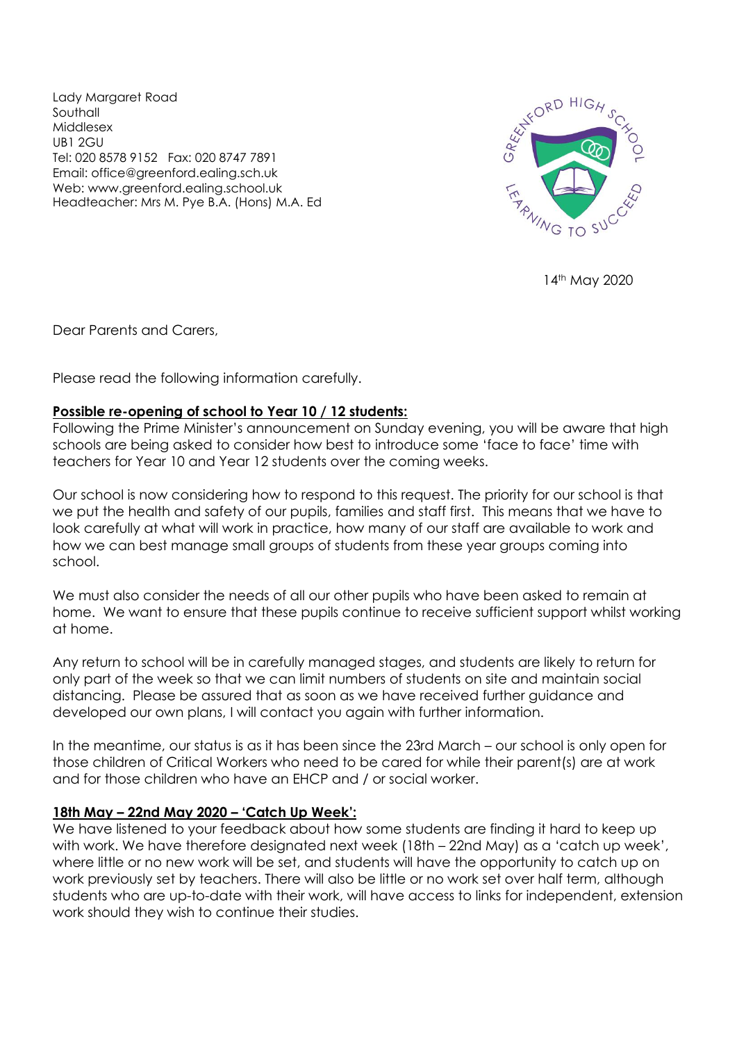Lady Margaret Road
Southall
Middlesex
UB1 2GU
Tel: 020 8578 9152 Fax: 020 8747 7891
Email: office@greenford.ealing.sch.uk
Web: www.greenford.ealing.school.uk
Headteacher: Mrs M. Pye B.A. (Hons) M.A. Ed

GREENFORD HIGH SCHOOL
LEARNING TO SUCCEED

14th May 2020

Dear Parents and Carers,

Please read the following information carefully.

**Possible re-opening of school to Year 10 / 12 students:**

Following the Prime Minister's announcement on Sunday evening, you will be aware that high schools are being asked to consider how best to introduce some 'face to face' time with teachers for Year 10 and Year 12 students over the coming weeks.

Our school is now considering how to respond to this request. The priority for our school is that we put the health and safety of our pupils, families and staff first. This means that we have to look carefully at what will work in practice, how many of our staff are available to work and how we can best manage small groups of students from these year groups coming into school.

We must also consider the needs of all our other pupils who have been asked to remain at home. We want to ensure that these pupils continue to receive sufficient support whilst working at home.

Any return to school will be in carefully managed stages, and students are likely to return for only part of the week so that we can limit numbers of students on site and maintain social distancing. Please be assured that as soon as we have received further guidance and developed our own plans, I will contact you again with further information.

In the meantime, our status is as it has been since the 23rd March – our school is only open for those children of Critical Workers who need to be cared for while their parent(s) are at work and for those children who have an EHCP and / or social worker.

**18th May – 22nd May 2020 – 'Catch Up Week':**

We have listened to your feedback about how some students are finding it hard to keep up with work. We have therefore designated next week (18th – 22nd May) as a 'catch up week', where little or no new work will be set, and students will have the opportunity to catch up on work previously set by teachers. There will also be little or no work set over half term, although students who are up-to-date with their work, will have access to links for independent, extension work should they wish to continue their studies.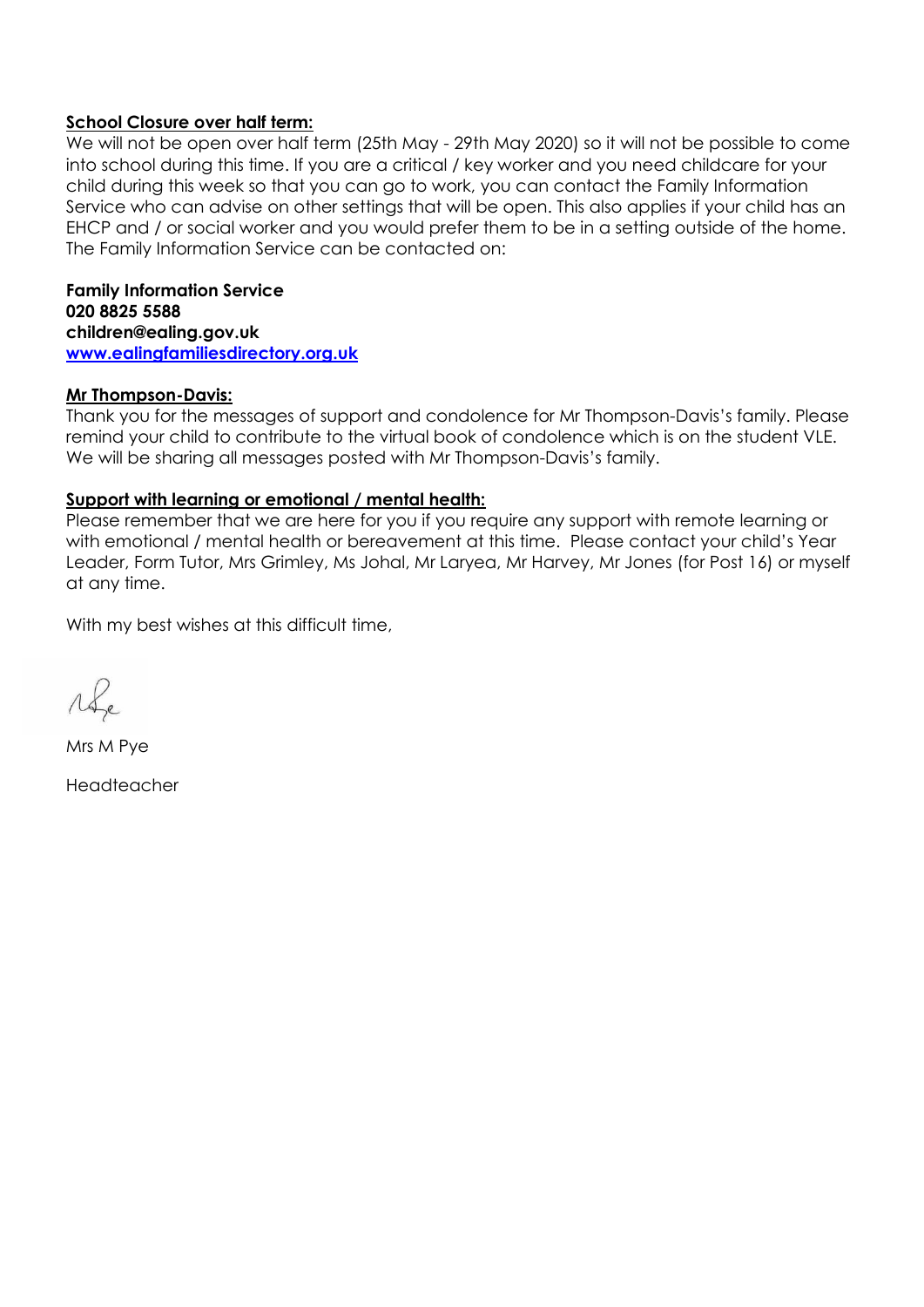**School Closure over half term:**

We will not be open over half term (25th May - 29th May 2020) so it will not be possible to come into school during this time. If you are a critical / key worker and you need childcare for your child during this week so that you can go to work, you can contact the Family Information Service who can advise on other settings that will be open. This also applies if your child has an EHCP and / or social worker and you would prefer them to be in a setting outside of the home. The Family Information Service can be contacted on:

**Family Information Service**
**020 8825 5588**
**children@ealing.gov.uk**
**[www.ealingfamiliesdirectory.org.uk](http://www.ealingfamiliesdirectory.org.uk)**

**Mr Thompson-Davis:**

Thank you for the messages of support and condolence for Mr Thompson-Davis's family. Please remind your child to contribute to the virtual book of condolence which is on the student VLE. We will be sharing all messages posted with Mr Thompson-Davis's family.

**Support with learning or emotional / mental health:**

Please remember that we are here for you if you require any support with remote learning or with emotional / mental health or bereavement at this time. Please contact your child's Year Leader, Form Tutor, Mrs Grimley, Ms Johal, Mr Laryea, Mr Harvey, Mr Jones (for Post 16) or myself at any time.

With my best wishes at this difficult time,

Mrs M Pye

Headteacher